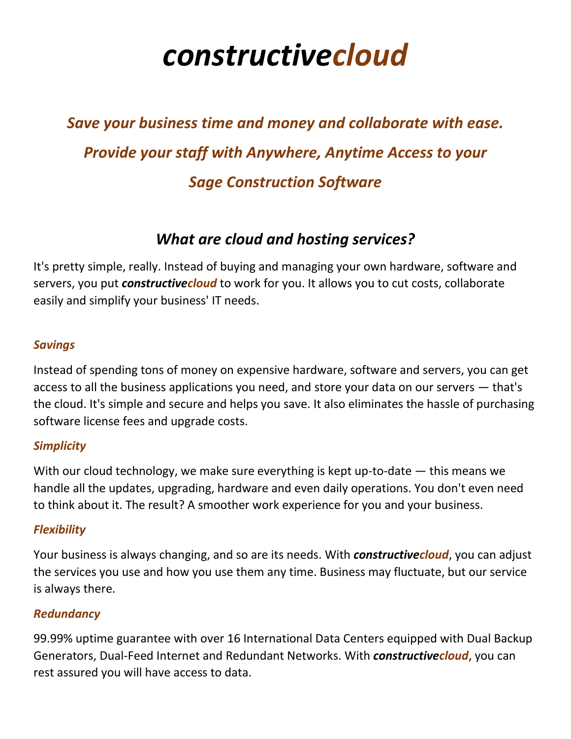# ***constructivecloud***

## *Save your business time and money and collaborate with ease.*
## *Provide your staff with Anywhere, Anytime Access to your*
## *Sage Construction Software*

## *What are cloud and hosting services?*

It's pretty simple, really. Instead of buying and managing your own hardware, software and servers, you put ***constructivecloud*** to work for you. It allows you to cut costs, collaborate easily and simplify your business' IT needs.

### *Savings*

Instead of spending tons of money on expensive hardware, software and servers, you can get access to all the business applications you need, and store your data on our servers — that's the cloud. It's simple and secure and helps you save. It also eliminates the hassle of purchasing software license fees and upgrade costs.

### *Simplicity*

With our cloud technology, we make sure everything is kept up-to-date — this means we handle all the updates, upgrading, hardware and even daily operations. You don't even need to think about it. The result? A smoother work experience for you and your business.

### *Flexibility*

Your business is always changing, and so are its needs. With ***constructivecloud***, you can adjust the services you use and how you use them any time. Business may fluctuate, but our service is always there.

### *Redundancy*

99.99% uptime guarantee with over 16 International Data Centers equipped with Dual Backup Generators, Dual-Feed Internet and Redundant Networks. With ***constructivecloud***, you can rest assured you will have access to data.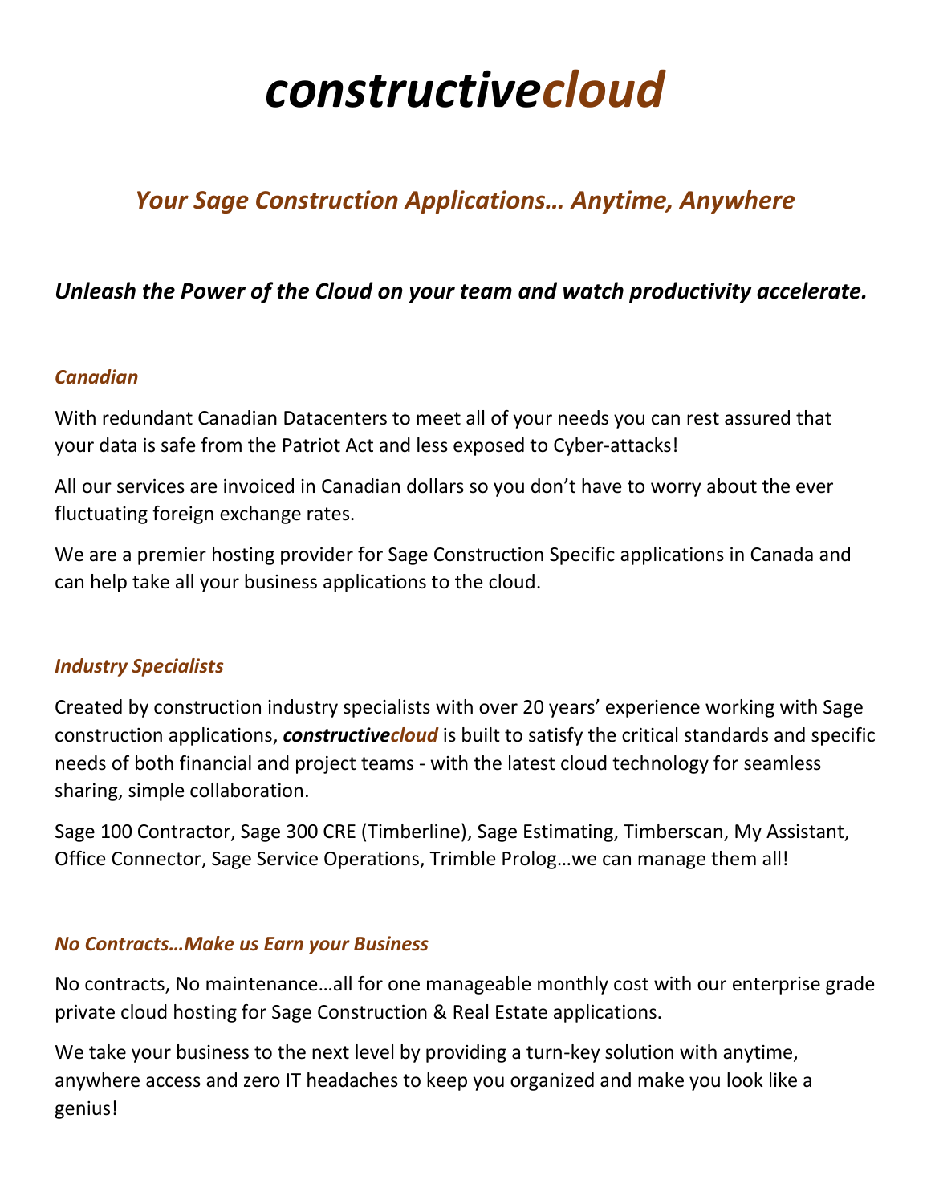# *constructive**cloud***

## *Your Sage Construction Applications… Anytime, Anywhere*

### *Unleash the Power of the Cloud on your team and watch productivity accelerate.*

#### *Canadian*

With redundant Canadian Datacenters to meet all of your needs you can rest assured that your data is safe from the Patriot Act and less exposed to Cyber-attacks!

All our services are invoiced in Canadian dollars so you don't have to worry about the ever fluctuating foreign exchange rates.

We are a premier hosting provider for Sage Construction Specific applications in Canada and can help take all your business applications to the cloud.

#### *Industry Specialists*

Created by construction industry specialists with over 20 years' experience working with Sage construction applications, ***constructivecloud*** is built to satisfy the critical standards and specific needs of both financial and project teams - with the latest cloud technology for seamless sharing, simple collaboration.

Sage 100 Contractor, Sage 300 CRE (Timberline), Sage Estimating, Timberscan, My Assistant, Office Connector, Sage Service Operations, Trimble Prolog…we can manage them all!

#### *No Contracts…Make us Earn your Business*

No contracts, No maintenance…all for one manageable monthly cost with our enterprise grade private cloud hosting for Sage Construction & Real Estate applications.

We take your business to the next level by providing a turn-key solution with anytime, anywhere access and zero IT headaches to keep you organized and make you look like a genius!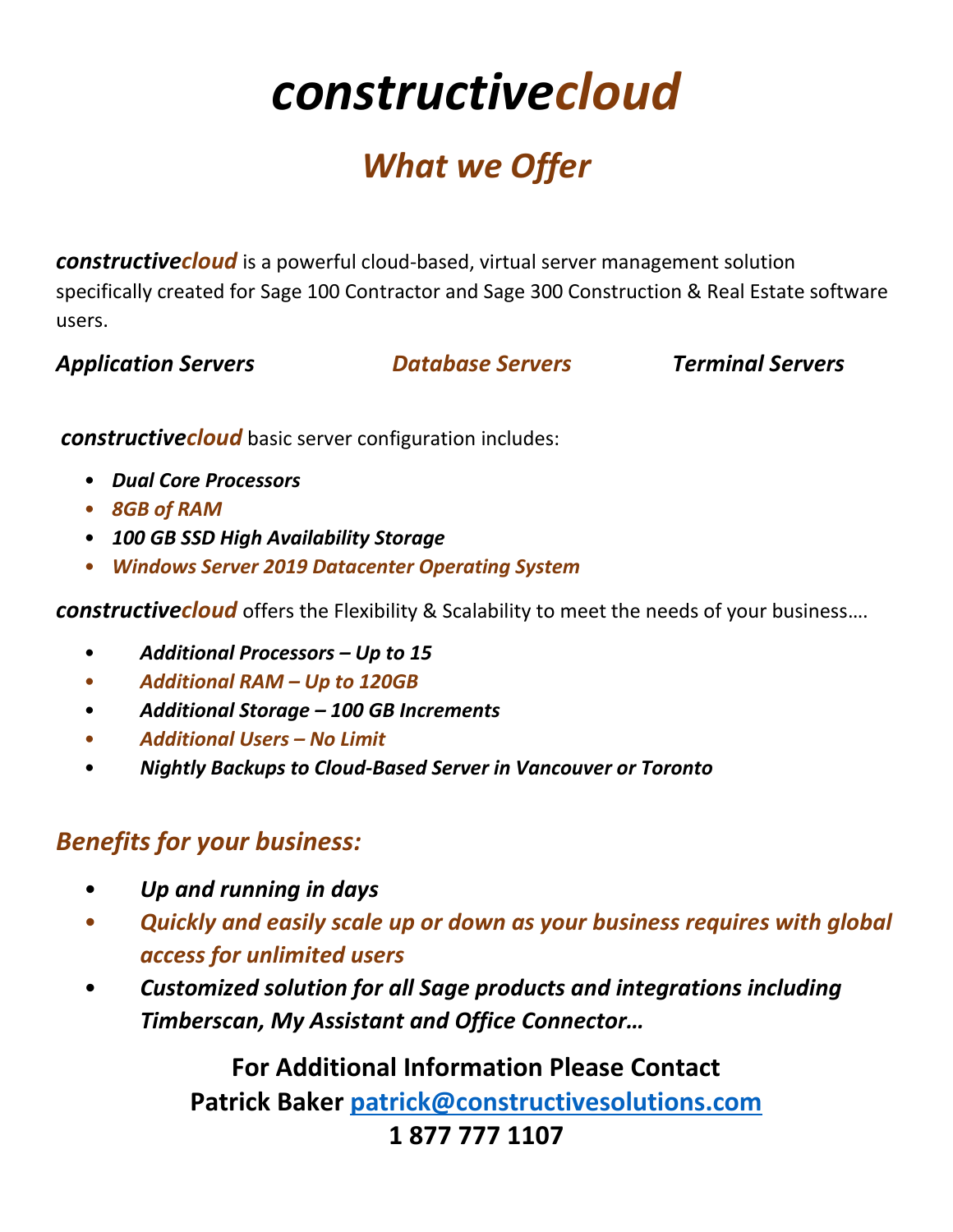# ***constructivecloud***

## *What we Offer*

***constructivecloud*** is a powerful cloud-based, virtual server management solution specifically created for Sage 100 Contractor and Sage 300 Construction & Real Estate software users.

***Application Servers*** ***Database Servers*** ***Terminal Servers***

***constructivecloud*** basic server configuration includes:

- ***Dual Core Processors***
- ***8GB of RAM***
- ***100 GB SSD High Availability Storage***
- ***Windows Server 2019 Datacenter Operating System***

***constructivecloud*** offers the Flexibility & Scalability to meet the needs of your business….

- ***Additional Processors – Up to 15***
- ***Additional RAM – Up to 120GB***
- ***Additional Storage – 100 GB Increments***
- ***Additional Users – No Limit***
- ***Nightly Backups to Cloud-Based Server in Vancouver or Toronto***

### *Benefits for your business:*

- ***Up and running in days***
- ***Quickly and easily scale up or down as your business requires with global access for unlimited users***
- ***Customized solution for all Sage products and integrations including Timberscan, My Assistant and Office Connector…***

**For Additional Information Please Contact**
**Patrick Baker** [patrick@constructivesolutions.com](mailto:patrick@constructivesolutions.com)
**1 877 777 1107**